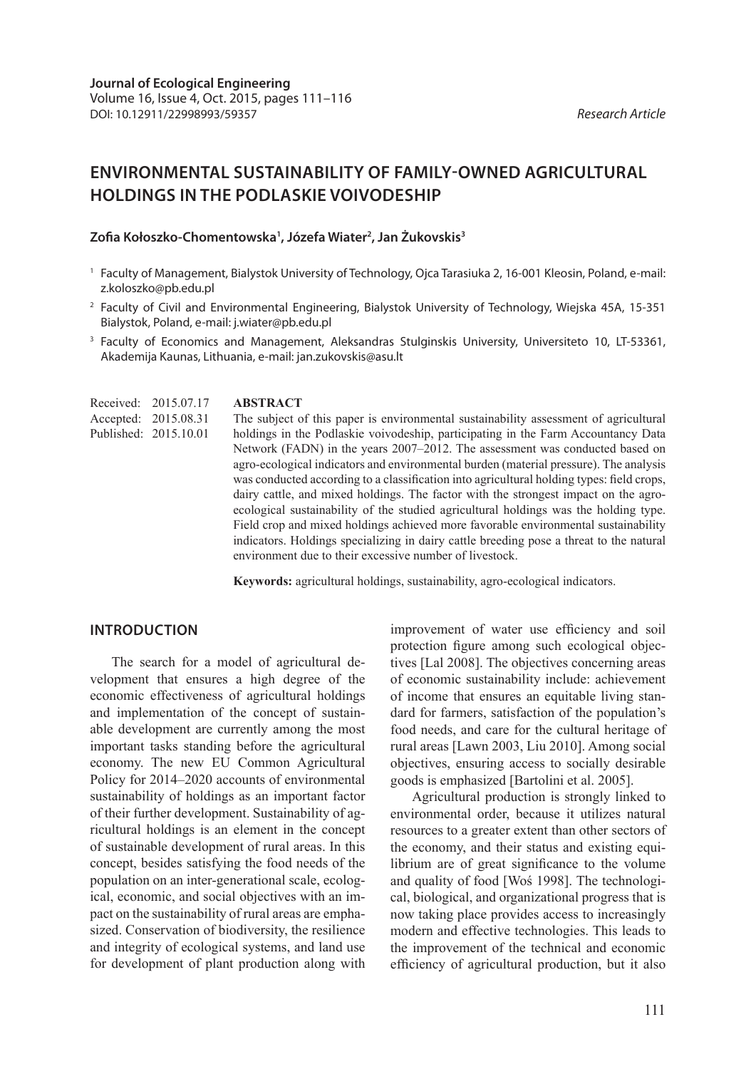Journal of Ecological Engineering
Volume 16, Issue 4, Oct. 2015, pages 111–116
DOI: 10.12911/22998993/59357

*Research Article*

# ENVIRONMENTAL SUSTAINABILITY OF FAMILY-OWNED AGRICULTURAL HOLDINGS IN THE PODLASKIE VOIVODESHIP

**Zofia Kołoszko-Chomentowska[1], Józefa Wiater[2], Jan Żukovskis[3]**

[1] Faculty of Management, Bialystok University of Technology, Ojca Tarasiuka 2, 16-001 Kleosin, Poland, e-mail: z.koloszko@pb.edu.pl

[2] Faculty of Civil and Environmental Engineering, Bialystok University of Technology, Wiejska 45A, 15-351 Bialystok, Poland, e-mail: j.wiater@pb.edu.pl

[3] Faculty of Economics and Management, Aleksandras Stulginskis University, Universiteto 10, LT-53361, Akademija Kaunas, Lithuania, e-mail: jan.zukovskis@asu.lt

Received: 2015.07.17
Accepted: 2015.08.31
Published: 2015.10.01

**ABSTRACT**

The subject of this paper is environmental sustainability assessment of agricultural holdings in the Podlaskie voivodeship, participating in the Farm Accountancy Data Network (FADN) in the years 2007–2012. The assessment was conducted based on agro-ecological indicators and environmental burden (material pressure). The analysis was conducted according to a classification into agricultural holding types: field crops, dairy cattle, and mixed holdings. The factor with the strongest impact on the agro-ecological sustainability of the studied agricultural holdings was the holding type. Field crop and mixed holdings achieved more favorable environmental sustainability indicators. Holdings specializing in dairy cattle breeding pose a threat to the natural environment due to their excessive number of livestock.

**Keywords:** agricultural holdings, sustainability, agro-ecological indicators.

## INTRODUCTION

The search for a model of agricultural development that ensures a high degree of the economic effectiveness of agricultural holdings and implementation of the concept of sustainable development are currently among the most important tasks standing before the agricultural economy. The new EU Common Agricultural Policy for 2014–2020 accounts of environmental sustainability of holdings as an important factor of their further development. Sustainability of agricultural holdings is an element in the concept of sustainable development of rural areas. In this concept, besides satisfying the food needs of the population on an inter-generational scale, ecological, economic, and social objectives with an impact on the sustainability of rural areas are emphasized. Conservation of biodiversity, the resilience and integrity of ecological systems, and land use for development of plant production along with improvement of water use efficiency and soil protection figure among such ecological objectives [Lal 2008]. The objectives concerning areas of economic sustainability include: achievement of income that ensures an equitable living standard for farmers, satisfaction of the population's food needs, and care for the cultural heritage of rural areas [Lawn 2003, Liu 2010]. Among social objectives, ensuring access to socially desirable goods is emphasized [Bartolini et al. 2005].

Agricultural production is strongly linked to environmental order, because it utilizes natural resources to a greater extent than other sectors of the economy, and their status and existing equilibrium are of great significance to the volume and quality of food [Woś 1998]. The technological, biological, and organizational progress that is now taking place provides access to increasingly modern and effective technologies. This leads to the improvement of the technical and economic efficiency of agricultural production, but it also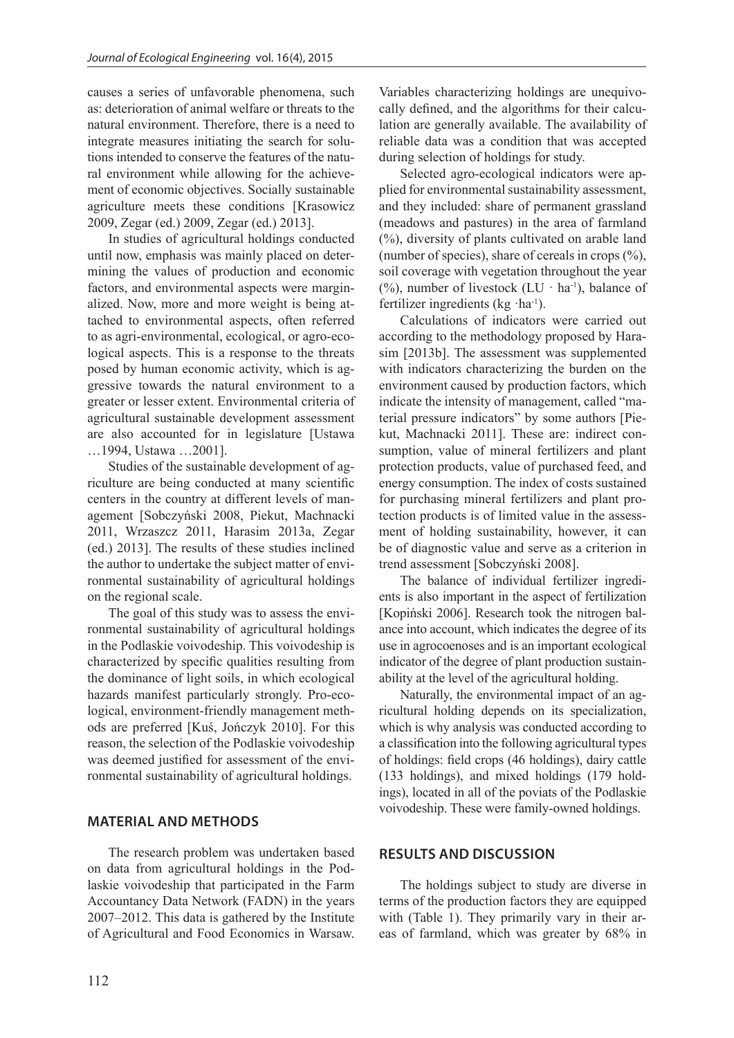causes a series of unfavorable phenomena, such as: deterioration of animal welfare or threats to the natural environment. Therefore, there is a need to integrate measures initiating the search for solutions intended to conserve the features of the natural environment while allowing for the achievement of economic objectives. Socially sustainable agriculture meets these conditions [Krasowicz 2009, Zegar (ed.) 2009, Zegar (ed.) 2013].

In studies of agricultural holdings conducted until now, emphasis was mainly placed on determining the values of production and economic factors, and environmental aspects were marginalized. Now, more and more weight is being attached to environmental aspects, often referred to as agri-environmental, ecological, or agro-ecological aspects. This is a response to the threats posed by human economic activity, which is aggressive towards the natural environment to a greater or lesser extent. Environmental criteria of agricultural sustainable development assessment are also accounted for in legislature [Ustawa …1994, Ustawa …2001].

Studies of the sustainable development of agriculture are being conducted at many scientific centers in the country at different levels of management [Sobczyński 2008, Piekut, Machnacki 2011, Wrzaszcz 2011, Harasim 2013a, Zegar (ed.) 2013]. The results of these studies inclined the author to undertake the subject matter of environmental sustainability of agricultural holdings on the regional scale.

The goal of this study was to assess the environmental sustainability of agricultural holdings in the Podlaskie voivodeship. This voivodeship is characterized by specific qualities resulting from the dominance of light soils, in which ecological hazards manifest particularly strongly. Pro-ecological, environment-friendly management methods are preferred [Kuś, Jończyk 2010]. For this reason, the selection of the Podlaskie voivodeship was deemed justified for assessment of the environmental sustainability of agricultural holdings.

## MATERIAL AND METHODS

The research problem was undertaken based on data from agricultural holdings in the Podlaskie voivodeship that participated in the Farm Accountancy Data Network (FADN) in the years 2007–2012. This data is gathered by the Institute of Agricultural and Food Economics in Warsaw. Variables characterizing holdings are unequivocally defined, and the algorithms for their calculation are generally available. The availability of reliable data was a condition that was accepted during selection of holdings for study.

Selected agro-ecological indicators were applied for environmental sustainability assessment, and they included: share of permanent grassland (meadows and pastures) in the area of farmland (%), diversity of plants cultivated on arable land (number of species), share of cereals in crops (%), soil coverage with vegetation throughout the year (%), number of livestock ($LU \cdot ha^{-1}$), balance of fertilizer ingredients ($kg \cdot ha^{-1}$).

Calculations of indicators were carried out according to the methodology proposed by Harasim [2013b]. The assessment was supplemented with indicators characterizing the burden on the environment caused by production factors, which indicate the intensity of management, called "material pressure indicators" by some authors [Piekut, Machnacki 2011]. These are: indirect consumption, value of mineral fertilizers and plant protection products, value of purchased feed, and energy consumption. The index of costs sustained for purchasing mineral fertilizers and plant protection products is of limited value in the assessment of holding sustainability, however, it can be of diagnostic value and serve as a criterion in trend assessment [Sobczyński 2008].

The balance of individual fertilizer ingredients is also important in the aspect of fertilization [Kopiński 2006]. Research took the nitrogen balance into account, which indicates the degree of its use in agrocoenoses and is an important ecological indicator of the degree of plant production sustainability at the level of the agricultural holding.

Naturally, the environmental impact of an agricultural holding depends on its specialization, which is why analysis was conducted according to a classification into the following agricultural types of holdings: field crops (46 holdings), dairy cattle (133 holdings), and mixed holdings (179 holdings), located in all of the poviats of the Podlaskie voivodeship. These were family-owned holdings.

## RESULTS AND DISCUSSION

The holdings subject to study are diverse in terms of the production factors they are equipped with (Table 1). They primarily vary in their areas of farmland, which was greater by 68% in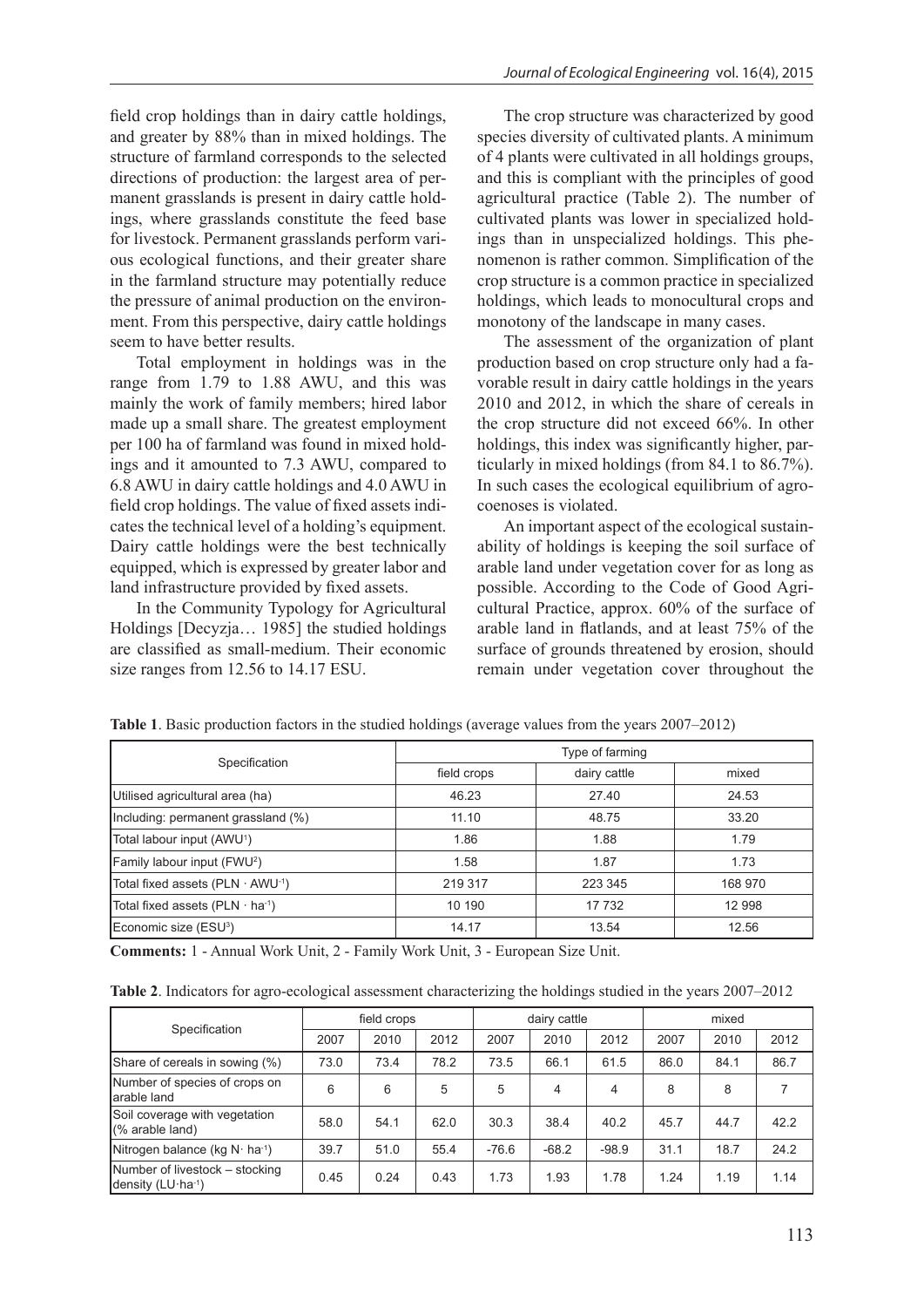field crop holdings than in dairy cattle holdings, and greater by 88% than in mixed holdings. The structure of farmland corresponds to the selected directions of production: the largest area of permanent grasslands is present in dairy cattle holdings, where grasslands constitute the feed base for livestock. Permanent grasslands perform various ecological functions, and their greater share in the farmland structure may potentially reduce the pressure of animal production on the environment. From this perspective, dairy cattle holdings seem to have better results.

Total employment in holdings was in the range from 1.79 to 1.88 AWU, and this was mainly the work of family members; hired labor made up a small share. The greatest employment per 100 ha of farmland was found in mixed holdings and it amounted to 7.3 AWU, compared to 6.8 AWU in dairy cattle holdings and 4.0 AWU in field crop holdings. The value of fixed assets indicates the technical level of a holding's equipment. Dairy cattle holdings were the best technically equipped, which is expressed by greater labor and land infrastructure provided by fixed assets.

In the Community Typology for Agricultural Holdings [Decyzja… 1985] the studied holdings are classified as small-medium. Their economic size ranges from 12.56 to 14.17 ESU.

The crop structure was characterized by good species diversity of cultivated plants. A minimum of 4 plants were cultivated in all holdings groups, and this is compliant with the principles of good agricultural practice (Table 2). The number of cultivated plants was lower in specialized holdings than in unspecialized holdings. This phenomenon is rather common. Simplification of the crop structure is a common practice in specialized holdings, which leads to monocultural crops and monotony of the landscape in many cases.

The assessment of the organization of plant production based on crop structure only had a favorable result in dairy cattle holdings in the years 2010 and 2012, in which the share of cereals in the crop structure did not exceed 66%. In other holdings, this index was significantly higher, particularly in mixed holdings (from 84.1 to 86.7%). In such cases the ecological equilibrium of agrocoenoses is violated.

An important aspect of the ecological sustainability of holdings is keeping the soil surface of arable land under vegetation cover for as long as possible. According to the Code of Good Agricultural Practice, approx. 60% of the surface of arable land in flatlands, and at least 75% of the surface of grounds threatened by erosion, should remain under vegetation cover throughout the

**Table 1**. Basic production factors in the studied holdings (average values from the years 2007–2012)

| Specification | Type of farming | | |
|---|---|---|---|
| | field crops | dairy cattle | mixed |
| Utilised agricultural area (ha) | 46.23 | 27.40 | 24.53 |
| Including: permanent grassland (%) | 11.10 | 48.75 | 33.20 |
| Total labour input (AWU[1]) | 1.86 | 1.88 | 1.79 |
| Family labour input (FWU[2]) | 1.58 | 1.87 | 1.73 |
| Total fixed assets (PLN · AWU$^{-1}$) | 219 317 | 223 345 | 168 970 |
| Total fixed assets (PLN · ha$^{-1}$) | 10 190 | 17 732 | 12 998 |
| Economic size (ESU[3]) | 14.17 | 13.54 | 12.56 |

**Comments:** 1 - Annual Work Unit, 2 - Family Work Unit, 3 - European Size Unit.

**Table 2**. Indicators for agro-ecological assessment characterizing the holdings studied in the years 2007–2012

| Specification | field crops | | | dairy cattle | | | mixed | | |
|---|---|---|---|---|---|---|---|---|---|
| | 2007 | 2010 | 2012 | 2007 | 2010 | 2012 | 2007 | 2010 | 2012 |
| Share of cereals in sowing (%) | 73.0 | 73.4 | 78.2 | 73.5 | 66.1 | 61.5 | 86.0 | 84.1 | 86.7 |
| Number of species of crops on arable land | 6 | 6 | 5 | 5 | 4 | 4 | 8 | 8 | 7 |
| Soil coverage with vegetation (% arable land) | 58.0 | 54.1 | 62.0 | 30.3 | 38.4 | 40.2 | 45.7 | 44.7 | 42.2 |
| Nitrogen balance (kg N· ha$^{-1}$) | 39.7 | 51.0 | 55.4 | -76.6 | -68.2 | -98.9 | 31.1 | 18.7 | 24.2 |
| Number of livestock – stocking density (LU·ha$^{-1}$) | 0.45 | 0.24 | 0.43 | 1.73 | 1.93 | 1.78 | 1.24 | 1.19 | 1.14 |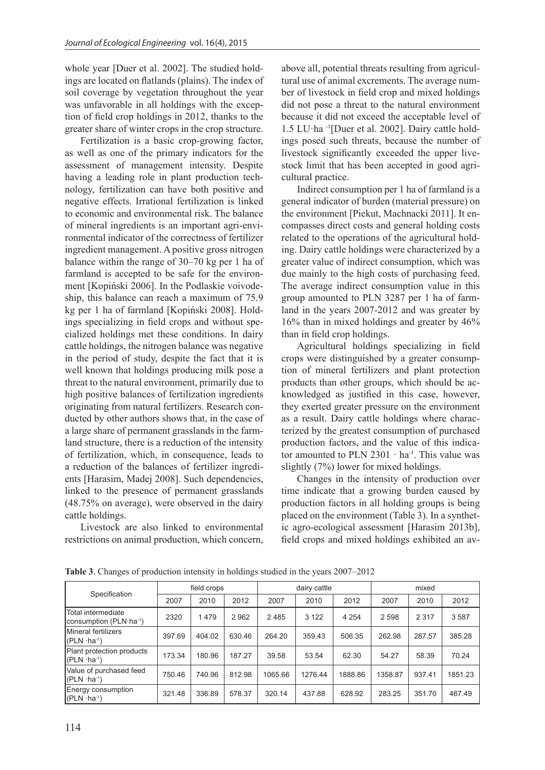whole year [Duer et al. 2002]. The studied holdings are located on flatlands (plains). The index of soil coverage by vegetation throughout the year was unfavorable in all holdings with the exception of field crop holdings in 2012, thanks to the greater share of winter crops in the crop structure.

Fertilization is a basic crop-growing factor, as well as one of the primary indicators for the assessment of management intensity. Despite having a leading role in plant production technology, fertilization can have both positive and negative effects. Irrational fertilization is linked to economic and environmental risk. The balance of mineral ingredients is an important agri-environmental indicator of the correctness of fertilizer ingredient management. A positive gross nitrogen balance within the range of 30–70 kg per 1 ha of farmland is accepted to be safe for the environment [Kopiński 2006]. In the Podlaskie voivodeship, this balance can reach a maximum of 75.9 kg per 1 ha of farmland [Kopiński 2008]. Holdings specializing in field crops and without specialized holdings met these conditions. In dairy cattle holdings, the nitrogen balance was negative in the period of study, despite the fact that it is well known that holdings producing milk pose a threat to the natural environment, primarily due to high positive balances of fertilization ingredients originating from natural fertilizers. Research conducted by other authors shows that, in the case of a large share of permanent grasslands in the farmland structure, there is a reduction of the intensity of fertilization, which, in consequence, leads to a reduction of the balances of fertilizer ingredients [Harasim, Madej 2008]. Such dependencies, linked to the presence of permanent grasslands (48.75% on average), were observed in the dairy cattle holdings.

Livestock are also linked to environmental restrictions on animal production, which concern, above all, potential threats resulting from agricultural use of animal excrements. The average number of livestock in field crop and mixed holdings did not pose a threat to the natural environment because it did not exceed the acceptable level of 1.5 LU·ha$^{-1}$[Duer et al. 2002]. Dairy cattle holdings posed such threats, because the number of livestock significantly exceeded the upper livestock limit that has been accepted in good agricultural practice.

Indirect consumption per 1 ha of farmland is a general indicator of burden (material pressure) on the environment [Piekut, Machnacki 2011]. It encompasses direct costs and general holding costs related to the operations of the agricultural holding. Dairy cattle holdings were characterized by a greater value of indirect consumption, which was due mainly to the high costs of purchasing feed. The average indirect consumption value in this group amounted to PLN 3287 per 1 ha of farmland in the years 2007-2012 and was greater by 16% than in mixed holdings and greater by 46% than in field crop holdings.

Agricultural holdings specializing in field crops were distinguished by a greater consumption of mineral fertilizers and plant protection products than other groups, which should be acknowledged as justified in this case, however, they exerted greater pressure on the environment as a result. Dairy cattle holdings where characterized by the greatest consumption of purchased production factors, and the value of this indicator amounted to PLN 2301 · ha$^{-1}$. This value was slightly (7%) lower for mixed holdings.

Changes in the intensity of production over time indicate that a growing burden caused by production factors in all holding groups is being placed on the environment (Table 3). In a synthetic agro-ecological assessment [Harasim 2013b], field crops and mixed holdings exhibited an av-

**Table 3**. Changes of production intensity in holdings studied in the years 2007–2012

| Specification | field crops | | | dairy cattle | | | mixed | | |
|---|---|---|---|---|---|---|---|---|---|
| | 2007 | 2010 | 2012 | 2007 | 2010 | 2012 | 2007 | 2010 | 2012 |
| Total intermediate consumption (PLN·ha$^{-1}$) | 2320 | 1 479 | 2 962 | 2 485 | 3 122 | 4 254 | 2 598 | 2 317 | 3 587 |
| Mineral fertilizers (PLN ·ha$^{-1}$) | 397.69 | 404.02 | 630.46 | 264.20 | 359.43 | 506.35 | 262.98 | 287.57 | 385.28 |
| Plant protection products (PLN ·ha$^{-1}$) | 173.34 | 180.96 | 187.27 | 39.58 | 53.54 | 62.30 | 54.27 | 58.39 | 70.24 |
| Value of purchased feed (PLN ·ha$^{-1}$) | 750.46 | 740.96 | 812.98 | 1065.66 | 1276.44 | 1888.86 | 1358.87 | 937.41 | 1851.23 |
| Energy consumption (PLN ·ha$^{-1}$) | 321.48 | 336.89 | 578.37 | 320.14 | 437.88 | 628.92 | 283.25 | 351.70 | 467.49 |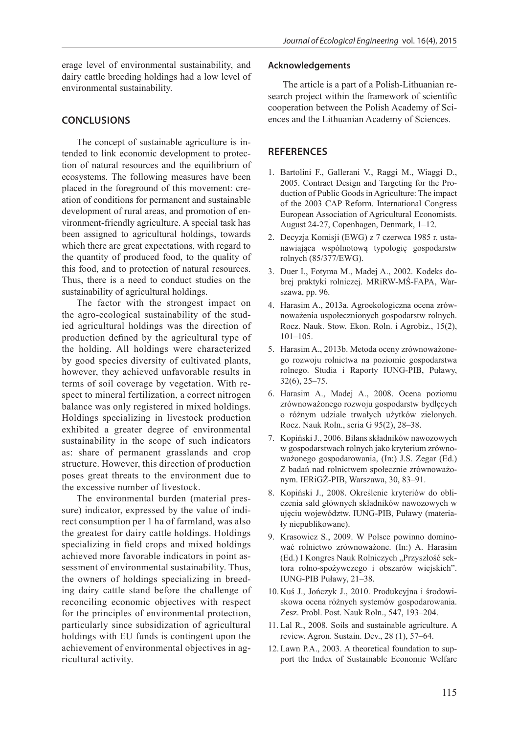erage level of environmental sustainability, and dairy cattle breeding holdings had a low level of environmental sustainability.

## CONCLUSIONS

The concept of sustainable agriculture is intended to link economic development to protection of natural resources and the equilibrium of ecosystems. The following measures have been placed in the foreground of this movement: creation of conditions for permanent and sustainable development of rural areas, and promotion of environment-friendly agriculture. A special task has been assigned to agricultural holdings, towards which there are great expectations, with regard to the quantity of produced food, to the quality of this food, and to protection of natural resources. Thus, there is a need to conduct studies on the sustainability of agricultural holdings.

The factor with the strongest impact on the agro-ecological sustainability of the studied agricultural holdings was the direction of production defined by the agricultural type of the holding. All holdings were characterized by good species diversity of cultivated plants, however, they achieved unfavorable results in terms of soil coverage by vegetation. With respect to mineral fertilization, a correct nitrogen balance was only registered in mixed holdings. Holdings specializing in livestock production exhibited a greater degree of environmental sustainability in the scope of such indicators as: share of permanent grasslands and crop structure. However, this direction of production poses great threats to the environment due to the excessive number of livestock.

The environmental burden (material pressure) indicator, expressed by the value of indirect consumption per 1 ha of farmland, was also the greatest for dairy cattle holdings. Holdings specializing in field crops and mixed holdings achieved more favorable indicators in point assessment of environmental sustainability. Thus, the owners of holdings specializing in breeding dairy cattle stand before the challenge of reconciling economic objectives with respect for the principles of environmental protection, particularly since subsidization of agricultural holdings with EU funds is contingent upon the achievement of environmental objectives in agricultural activity.

### Acknowledgements

The article is a part of a Polish-Lithuanian research project within the framework of scientific cooperation between the Polish Academy of Sciences and the Lithuanian Academy of Sciences.

## REFERENCES

1. Bartolini F., Gallerani V., Raggi M., Wiaggi D., 2005. Contract Design and Targeting for the Production of Public Goods in Agriculture: The impact of the 2003 CAP Reform. International Congress European Association of Agricultural Economists. August 24-27, Copenhagen, Denmark, 1–12.
2. Decyzja Komisji (EWG) z 7 czerwca 1985 r. ustanawiająca wspólnotową typologię gospodarstw rolnych (85/377/EWG).
3. Duer I., Fotyma M., Madej A., 2002. Kodeks dobrej praktyki rolniczej. MRiRW-MŚ-FAPA, Warszawa, pp. 96.
4. Harasim A., 2013a. Agroekologiczna ocena zrównoważenia uspołecznionych gospodarstw rolnych. Rocz. Nauk. Stow. Ekon. Roln. i Agrobiz., 15(2), 101–105.
5. Harasim A., 2013b. Metoda oceny zrównoważonego rozwoju rolnictwa na poziomie gospodarstwa rolnego. Studia i Raporty IUNG-PIB, Puławy, 32(6), 25–75.
6. Harasim A., Madej A., 2008. Ocena poziomu zrównoważonego rozwoju gospodarstw bydlęcych o różnym udziale trwałych użytków zielonych. Rocz. Nauk Roln., seria G 95(2), 28–38.
7. Kopiński J., 2006. Bilans składników nawozowych w gospodarstwach rolnych jako kryterium zrównoważonego gospodarowania, (In:) J.S. Zegar (Ed.) Z badań nad rolnictwem społecznie zrównoważonym. IERiGŻ-PIB, Warszawa, 30, 83–91.
8. Kopiński J., 2008. Określenie kryteriów do obliczenia sald głównych składników nawozowych w ujęciu województw. IUNG-PIB, Puławy (materiały niepublikowane).
9. Krasowicz S., 2009. W Polsce powinno dominować rolnictwo zrównoważone. (In:) A. Harasim (Ed.) I Kongres Nauk Rolniczych „Przyszłość sektora rolno-spożywczego i obszarów wiejskich". IUNG-PIB Puławy, 21–38.
10. Kuś J., Jończyk J., 2010. Produkcyjna i środowiskowa ocena różnych systemów gospodarowania. Zesz. Probl. Post. Nauk Roln., 547, 193–204.
11. Lal R., 2008. Soils and sustainable agriculture. A review. Agron. Sustain. Dev., 28 (1), 57–64.
12. Lawn P.A., 2003. A theoretical foundation to support the Index of Sustainable Economic Welfare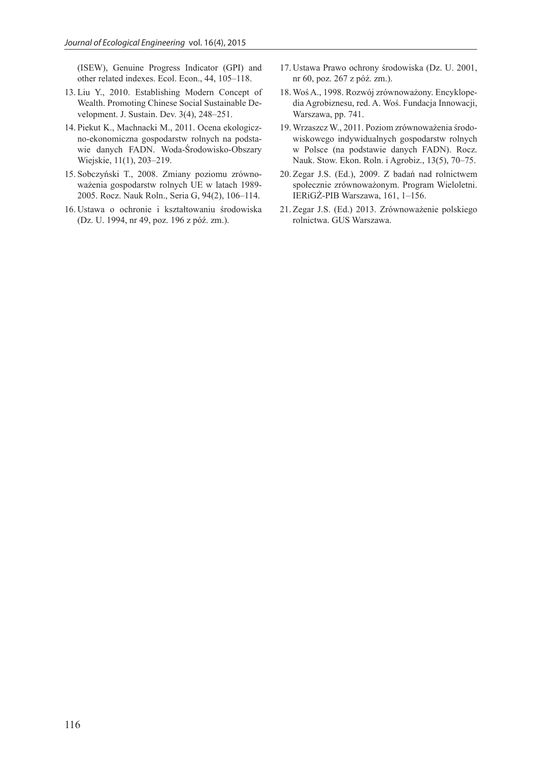(ISEW), Genuine Progress Indicator (GPI) and other related indexes. Ecol. Econ., 44, 105–118.

13. Liu Y., 2010. Establishing Modern Concept of Wealth. Promoting Chinese Social Sustainable Development. J. Sustain. Dev. 3(4), 248–251.
14. Piekut K., Machnacki M., 2011. Ocena ekologiczno-ekonomiczna gospodarstw rolnych na podstawie danych FADN. Woda-Środowisko-Obszary Wiejskie, 11(1), 203–219.
15. Sobczyński T., 2008. Zmiany poziomu zrównoważenia gospodarstw rolnych UE w latach 1989-2005. Rocz. Nauk Roln., Seria G, 94(2), 106–114.
16. Ustawa o ochronie i kształtowaniu środowiska (Dz. U. 1994, nr 49, poz. 196 z póź. zm.).
17. Ustawa Prawo ochrony środowiska (Dz. U. 2001, nr 60, poz. 267 z póź. zm.).
18. Woś A., 1998. Rozwój zrównoważony. Encyklopedia Agrobiznesu, red. A. Woś. Fundacja Innowacji, Warszawa, pp. 741.
19. Wrzaszcz W., 2011. Poziom zrównoważenia środowiskowego indywidualnych gospodarstw rolnych w Polsce (na podstawie danych FADN). Rocz. Nauk. Stow. Ekon. Roln. i Agrobiz., 13(5), 70–75.
20. Zegar J.S. (Ed.), 2009. Z badań nad rolnictwem społecznie zrównoważonym. Program Wieloletni. IERiGŻ-PIB Warszawa, 161, 1–156.
21. Zegar J.S. (Ed.) 2013. Zrównoważenie polskiego rolnictwa. GUS Warszawa.